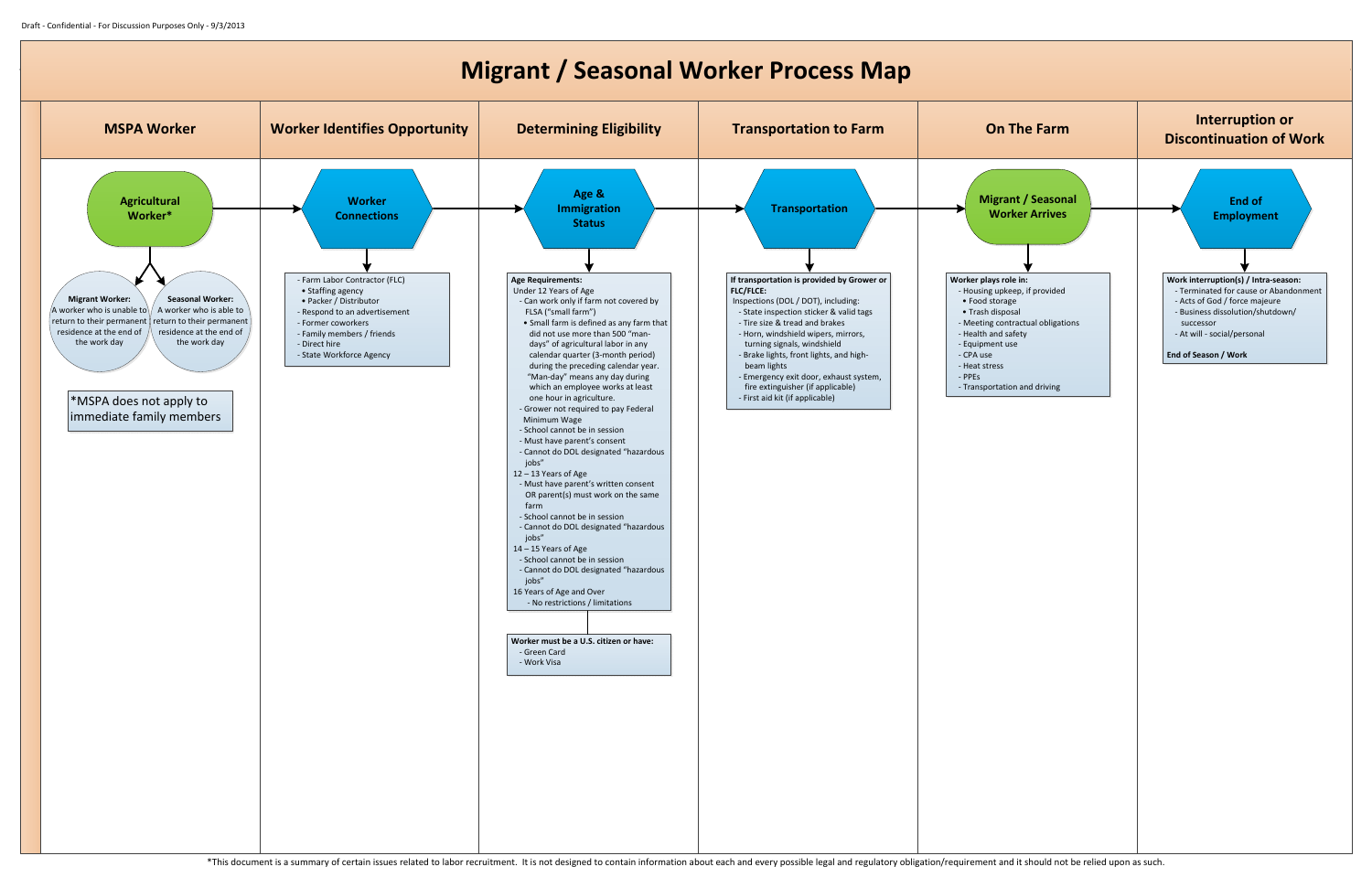Draft - Confidential - For Discussion Purposes Only - 9/3/2013

# Migrant / Seasonal Worker Process Map

## MSPA Worker

**Agricultural Worker***

**Migrant Worker:** A worker who is unable to return to their permanent residence at the end of the work day

**Seasonal Worker:** A worker who is able to return to their permanent residence at the end of the work day

*MSPA does not apply to immediate family members

## Worker Identifies Opportunity

**Worker Connections**

- Farm Labor Contractor (FLC)
  - Staffing agency
  - Packer / Distributor
- Respond to an advertisement
- Former coworkers
- Family members / friends
- Direct hire
- State Workforce Agency

## Determining Eligibility

**Age & Immigration Status**

**Age Requirements:**

Under 12 Years of Age
- Can work only if farm not covered by FLSA ("small farm")
  - Small farm is defined as any farm that did not use more than 500 "man-days" of agricultural labor in any calendar quarter (3-month period) during the preceding calendar year. "Man-day" means any day during which an employee works at least one hour in agriculture.
- Grower not required to pay Federal Minimum Wage
- School cannot be in session
- Must have parent's consent
- Cannot do DOL designated "hazardous jobs"

12 – 13 Years of Age
- Must have parent's written consent OR parent(s) must work on the same farm
- School cannot be in session
- Cannot do DOL designated "hazardous jobs"

14 – 15 Years of Age
- School cannot be in session
- Cannot do DOL designated "hazardous jobs"

16 Years of Age and Over
- No restrictions / limitations

**Worker must be a U.S. citizen or have:**
- Green Card
- Work Visa

## Transportation to Farm

**Transportation**

**If transportation is provided by Grower or FLC/FLCE:**

Inspections (DOL / DOT), including:
- State inspection sticker & valid tags
- Tire size & tread and brakes
- Horn, windshield wipers, mirrors, turning signals, windshield
- Brake lights, front lights, and high-beam lights
- Emergency exit door, exhaust system, fire extinguisher (if applicable)
- First aid kit (if applicable)

## On The Farm

**Migrant / Seasonal Worker Arrives**

**Worker plays role in:**
- Housing upkeep, if provided
  - Food storage
  - Trash disposal
- Meeting contractual obligations
- Health and safety
- Equipment use
- CPA use
- Heat stress
- PPEs
- Transportation and driving

## Interruption or Discontinuation of Work

**End of Employment**

**Work interruption(s) / Intra-season:**
- Terminated for cause or Abandonment
- Acts of God / force majeure
- Business dissolution/shutdown/ successor
- At will - social/personal

**End of Season / Work**

*This document is a summary of certain issues related to labor recruitment. It is not designed to contain information about each and every possible legal and regulatory obligation/requirement and it should not be relied upon as such.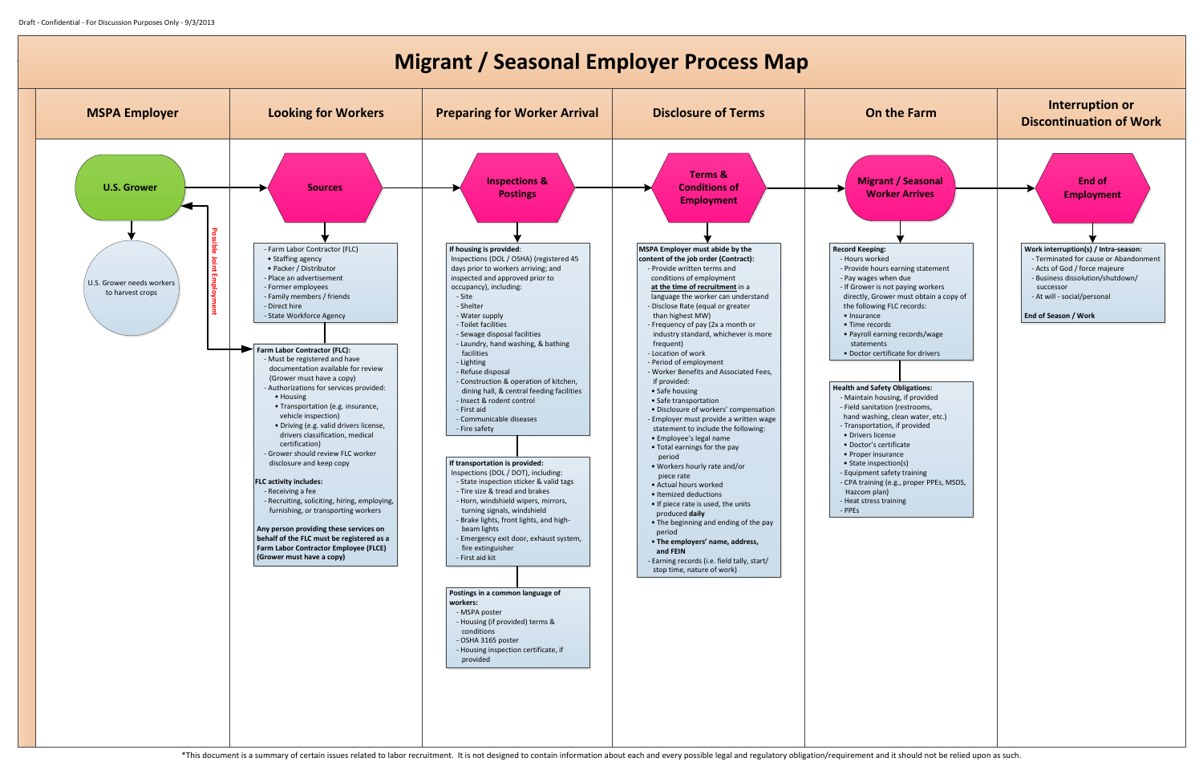Draft - Confidential - For Discussion Purposes Only - 9/3/2013

# Migrant / Seasonal Employer Process Map

## MSPA Employer

**U.S. Grower**

U.S. Grower needs workers to harvest crops

Possible Joint Employment

## Looking for Workers

**Sources**

- Farm Labor Contractor (FLC)
  - Staffing agency
  - Packer / Distributor
- Place an advertisement
- Former employees
- Family members / friends
- Direct hire
- State Workforce Agency

**Farm Labor Contractor (FLC):**

- Must be registered and have documentation available for review (Grower must have a copy)
- Authorizations for services provided:
  - Housing
  - Transportation (e.g. insurance, vehicle inspection)
  - Driving (e.g. valid drivers license, drivers classification, medical certification)
- Grower should review FLC worker disclosure and keep copy

**FLC activity includes:**

- Receiving a fee
- Recruiting, soliciting, hiring, employing, furnishing, or transporting workers

**Any person providing these services on behalf of the FLC must be registered as a Farm Labor Contractor Employee (FLCE) (Grower must have a copy)**

## Preparing for Worker Arrival

**Inspections & Postings**

**If housing is provided**:
Inspections (DOL / OSHA) (registered 45 days prior to workers arriving; and inspected and approved prior to occupancy), including:

- Site
- Shelter
- Water supply
- Toilet facilities
- Sewage disposal facilities
- Laundry, hand washing, & bathing facilities
- Lighting
- Refuse disposal
- Construction & operation of kitchen, dining hall, & central feeding facilities
- Insect & rodent control
- First aid
- Communicable diseases
- Fire safety

**If transportation is provided:**
Inspections (DOL / DOT), including:

- State inspection sticker & valid tags
- Tire size & tread and brakes
- Horn, windshield wipers, mirrors, turning signals, windshield
- Brake lights, front lights, and high-beam lights
- Emergency exit door, exhaust system, fire extinguisher
- First aid kit

**Postings in a common language of workers:**

- MSPA poster
- Housing (if provided) terms & conditions
- OSHA 3165 poster
- Housing inspection certificate, if provided

## Disclosure of Terms

**Terms & Conditions of Employment**

**MSPA Employer must abide by the content of the job order (Contract):**

- Provide written terms and conditions of employment <u>at the time of recruitment</u> in a language the worker can understand
- Disclose Rate (equal or greater than highest MW)
- Frequency of pay (2x a month or industry standard, whichever is more frequent)
- Location of work
- Period of employment
- Worker Benefits and Associated Fees, if provided:
  - Safe housing
  - Safe transportation
  - Disclosure of workers' compensation
- Employer must provide a written wage statement to include the following:
  - Employee's legal name
  - Total earnings for the pay period
  - Workers hourly rate and/or piece rate
  - Actual hours worked
  - Itemized deductions
  - If piece rate is used, the units produced **daily**
  - The beginning and ending of the pay period
  - **The employers' name, address, and FEIN**
- Earning records (i.e. field tally, start/stop time, nature of work)

## On the Farm

**Migrant / Seasonal Worker Arrives**

**Record Keeping:**

- Hours worked
- Provide hours earning statement
- Pay wages when due
- If Grower is not paying workers directly, Grower must obtain a copy of the following FLC records:
  - Insurance
  - Time records
  - Payroll earning records/wage statements
  - Doctor certificate for drivers

**Health and Safety Obligations:**

- Maintain housing, if provided
- Field sanitation (restrooms, hand washing, clean water, etc.)
- Transportation, if provided
  - Drivers license
  - Doctor's certificate
  - Proper insurance
  - State inspection(s)
- Equipment safety training
- CPA training (e.g., proper PPEs, MSDS, Hazcom plan)
- Heat stress training
- PPEs

## Interruption or Discontinuation of Work

**End of Employment**

**Work interruption(s) / Intra-season:**

- Terminated for cause or Abandonment
- Acts of God / force majeure
- Business dissolution/shutdown/ successor
- At will - social/personal

**End of Season / Work**

*This document is a summary of certain issues related to labor recruitment. It is not designed to contain information about each and every possible legal and regulatory obligation/requirement and it should not be relied upon as such.